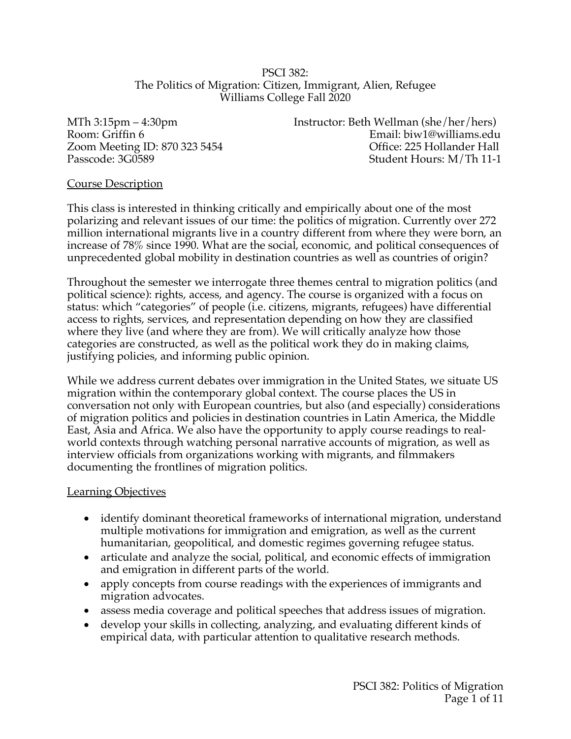PSCI 382:
The Politics of Migration: Citizen, Immigrant, Alien, Refugee
Williams College Fall 2020

MTh 3:15pm – 4:30pm
Room: Griffin 6
Zoom Meeting ID: 870 323 5454
Passcode: 3G0589

Instructor: Beth Wellman (she/her/hers)
Email: biw1@williams.edu
Office: 225 Hollander Hall
Student Hours: M/Th 11-1

## Course Description

This class is interested in thinking critically and empirically about one of the most polarizing and relevant issues of our time: the politics of migration. Currently over 272 million international migrants live in a country different from where they were born, an increase of 78% since 1990. What are the social, economic, and political consequences of unprecedented global mobility in destination countries as well as countries of origin?

Throughout the semester we interrogate three themes central to migration politics (and political science): rights, access, and agency. The course is organized with a focus on status: which "categories" of people (i.e. citizens, migrants, refugees) have differential access to rights, services, and representation depending on how they are classified where they live (and where they are from). We will critically analyze how those categories are constructed, as well as the political work they do in making claims, justifying policies, and informing public opinion.

While we address current debates over immigration in the United States, we situate US migration within the contemporary global context. The course places the US in conversation not only with European countries, but also (and especially) considerations of migration politics and policies in destination countries in Latin America, the Middle East, Asia and Africa. We also have the opportunity to apply course readings to real-world contexts through watching personal narrative accounts of migration, as well as interview officials from organizations working with migrants, and filmmakers documenting the frontlines of migration politics.

## Learning Objectives

- identify dominant theoretical frameworks of international migration, understand multiple motivations for immigration and emigration, as well as the current humanitarian, geopolitical, and domestic regimes governing refugee status.
- articulate and analyze the social, political, and economic effects of immigration and emigration in different parts of the world.
- apply concepts from course readings with the experiences of immigrants and migration advocates.
- assess media coverage and political speeches that address issues of migration.
- develop your skills in collecting, analyzing, and evaluating different kinds of empirical data, with particular attention to qualitative research methods.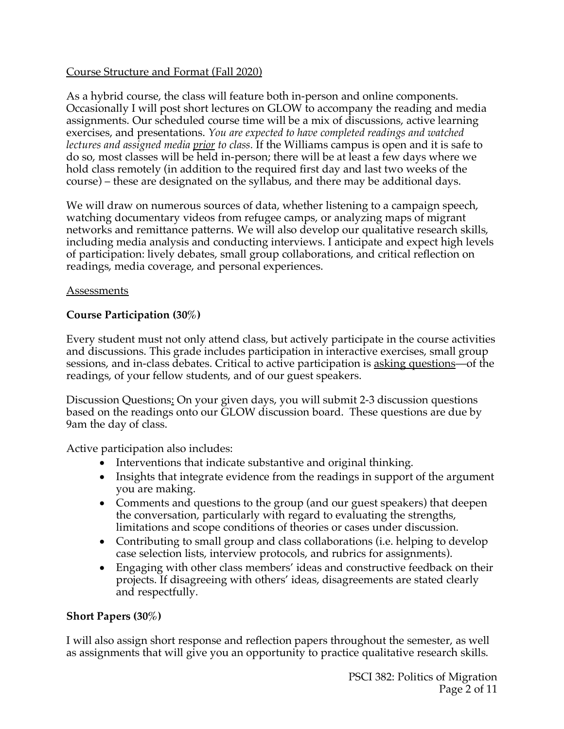Course Structure and Format (Fall 2020)

As a hybrid course, the class will feature both in-person and online components. Occasionally I will post short lectures on GLOW to accompany the reading and media assignments. Our scheduled course time will be a mix of discussions, active learning exercises, and presentations. *You are expected to have completed readings and watched lectures and assigned media prior to class.* If the Williams campus is open and it is safe to do so, most classes will be held in-person; there will be at least a few days where we hold class remotely (in addition to the required first day and last two weeks of the course) – these are designated on the syllabus, and there may be additional days.

We will draw on numerous sources of data, whether listening to a campaign speech, watching documentary videos from refugee camps, or analyzing maps of migrant networks and remittance patterns. We will also develop our qualitative research skills, including media analysis and conducting interviews. I anticipate and expect high levels of participation: lively debates, small group collaborations, and critical reflection on readings, media coverage, and personal experiences.

Assessments

**Course Participation (30%)**

Every student must not only attend class, but actively participate in the course activities and discussions. This grade includes participation in interactive exercises, small group sessions, and in-class debates. Critical to active participation is asking questions—of the readings, of your fellow students, and of our guest speakers.

Discussion Questions: On your given days, you will submit 2-3 discussion questions based on the readings onto our GLOW discussion board. These questions are due by 9am the day of class.

Active participation also includes:

- Interventions that indicate substantive and original thinking.
- Insights that integrate evidence from the readings in support of the argument you are making.
- Comments and questions to the group (and our guest speakers) that deepen the conversation, particularly with regard to evaluating the strengths, limitations and scope conditions of theories or cases under discussion.
- Contributing to small group and class collaborations (i.e. helping to develop case selection lists, interview protocols, and rubrics for assignments).
- Engaging with other class members' ideas and constructive feedback on their projects. If disagreeing with others' ideas, disagreements are stated clearly and respectfully.

**Short Papers (30%)**

I will also assign short response and reflection papers throughout the semester, as well as assignments that will give you an opportunity to practice qualitative research skills.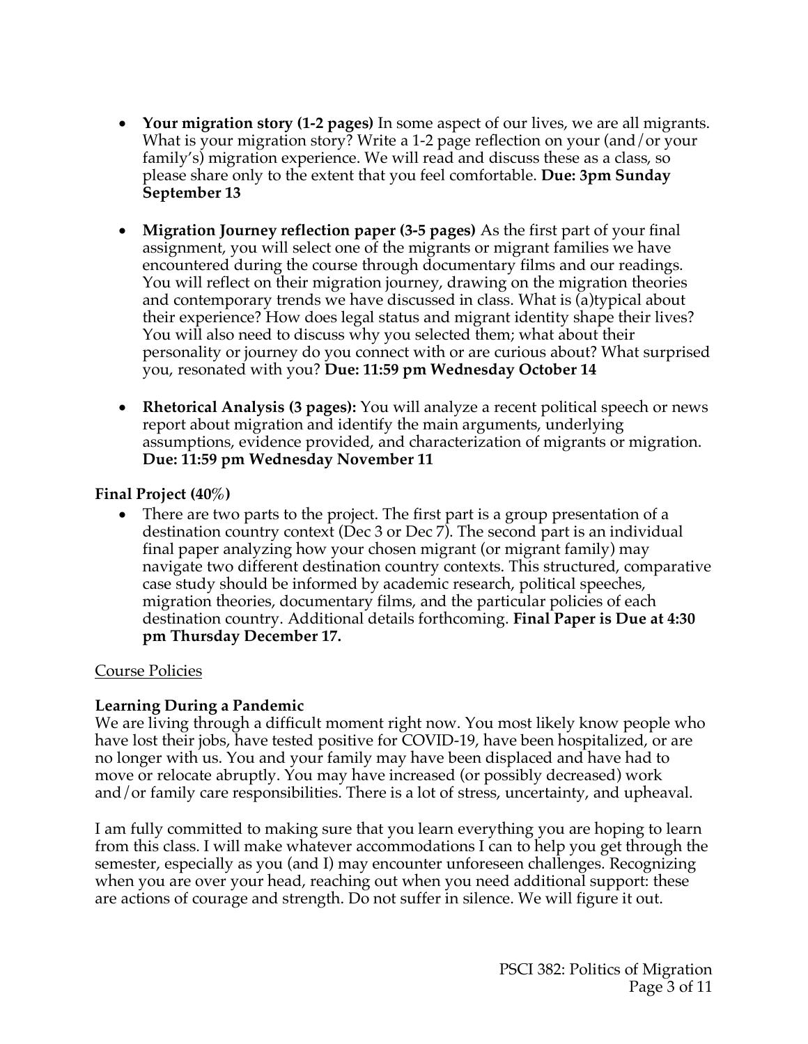- **Your migration story (1-2 pages)** In some aspect of our lives, we are all migrants. What is your migration story? Write a 1-2 page reflection on your (and/or your family's) migration experience. We will read and discuss these as a class, so please share only to the extent that you feel comfortable. **Due: 3pm Sunday September 13**

- **Migration Journey reflection paper (3-5 pages)** As the first part of your final assignment, you will select one of the migrants or migrant families we have encountered during the course through documentary films and our readings. You will reflect on their migration journey, drawing on the migration theories and contemporary trends we have discussed in class. What is (a)typical about their experience? How does legal status and migrant identity shape their lives? You will also need to discuss why you selected them; what about their personality or journey do you connect with or are curious about? What surprised you, resonated with you? **Due: 11:59 pm Wednesday October 14**

- **Rhetorical Analysis (3 pages):** You will analyze a recent political speech or news report about migration and identify the main arguments, underlying assumptions, evidence provided, and characterization of migrants or migration. **Due: 11:59 pm Wednesday November 11**

**Final Project (40%)**

- There are two parts to the project. The first part is a group presentation of a destination country context (Dec 3 or Dec 7). The second part is an individual final paper analyzing how your chosen migrant (or migrant family) may navigate two different destination country contexts. This structured, comparative case study should be informed by academic research, political speeches, migration theories, documentary films, and the particular policies of each destination country. Additional details forthcoming. **Final Paper is Due at 4:30 pm Thursday December 17.**

## Course Policies

**Learning During a Pandemic**

We are living through a difficult moment right now. You most likely know people who have lost their jobs, have tested positive for COVID-19, have been hospitalized, or are no longer with us. You and your family may have been displaced and have had to move or relocate abruptly. You may have increased (or possibly decreased) work and/or family care responsibilities. There is a lot of stress, uncertainty, and upheaval.

I am fully committed to making sure that you learn everything you are hoping to learn from this class. I will make whatever accommodations I can to help you get through the semester, especially as you (and I) may encounter unforeseen challenges. Recognizing when you are over your head, reaching out when you need additional support: these are actions of courage and strength. Do not suffer in silence. We will figure it out.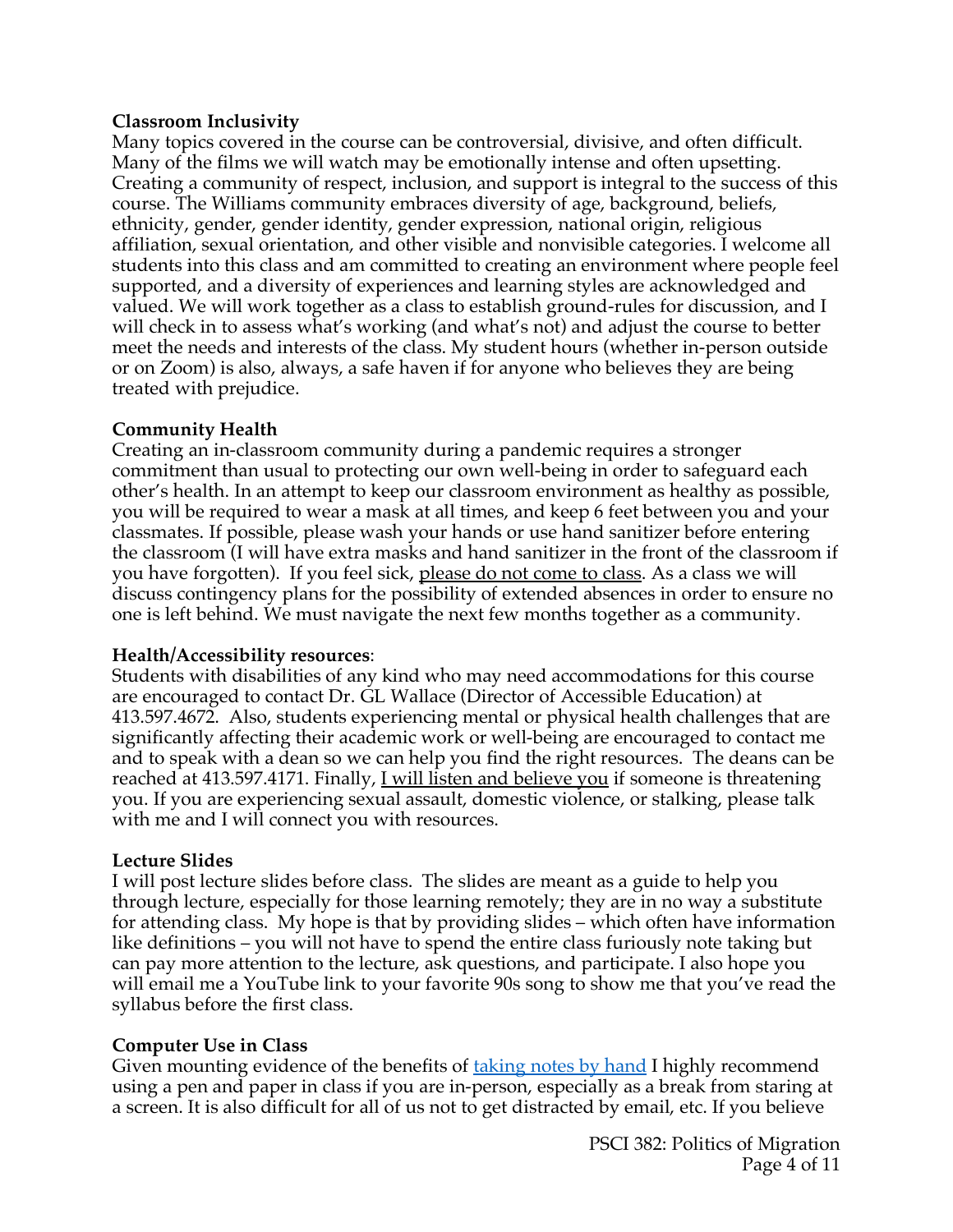**Classroom Inclusivity**

Many topics covered in the course can be controversial, divisive, and often difficult. Many of the films we will watch may be emotionally intense and often upsetting. Creating a community of respect, inclusion, and support is integral to the success of this course. The Williams community embraces diversity of age, background, beliefs, ethnicity, gender, gender identity, gender expression, national origin, religious affiliation, sexual orientation, and other visible and nonvisible categories. I welcome all students into this class and am committed to creating an environment where people feel supported, and a diversity of experiences and learning styles are acknowledged and valued. We will work together as a class to establish ground-rules for discussion, and I will check in to assess what's working (and what's not) and adjust the course to better meet the needs and interests of the class. My student hours (whether in-person outside or on Zoom) is also, always, a safe haven if for anyone who believes they are being treated with prejudice.

**Community Health**

Creating an in-classroom community during a pandemic requires a stronger commitment than usual to protecting our own well-being in order to safeguard each other's health. In an attempt to keep our classroom environment as healthy as possible, you will be required to wear a mask at all times, and keep 6 feet between you and your classmates. If possible, please wash your hands or use hand sanitizer before entering the classroom (I will have extra masks and hand sanitizer in the front of the classroom if you have forgotten). If you feel sick, please do not come to class. As a class we will discuss contingency plans for the possibility of extended absences in order to ensure no one is left behind. We must navigate the next few months together as a community.

**Health/Accessibility resources**:

Students with disabilities of any kind who may need accommodations for this course are encouraged to contact Dr. GL Wallace (Director of Accessible Education) at 413.597.4672. Also, students experiencing mental or physical health challenges that are significantly affecting their academic work or well-being are encouraged to contact me and to speak with a dean so we can help you find the right resources. The deans can be reached at 413.597.4171. Finally, I will listen and believe you if someone is threatening you. If you are experiencing sexual assault, domestic violence, or stalking, please talk with me and I will connect you with resources.

**Lecture Slides**

I will post lecture slides before class. The slides are meant as a guide to help you through lecture, especially for those learning remotely; they are in no way a substitute for attending class. My hope is that by providing slides – which often have information like definitions – you will not have to spend the entire class furiously note taking but can pay more attention to the lecture, ask questions, and participate. I also hope you will email me a YouTube link to your favorite 90s song to show me that you've read the syllabus before the first class.

**Computer Use in Class**

Given mounting evidence of the benefits of taking notes by hand I highly recommend using a pen and paper in class if you are in-person, especially as a break from staring at a screen. It is also difficult for all of us not to get distracted by email, etc. If you believe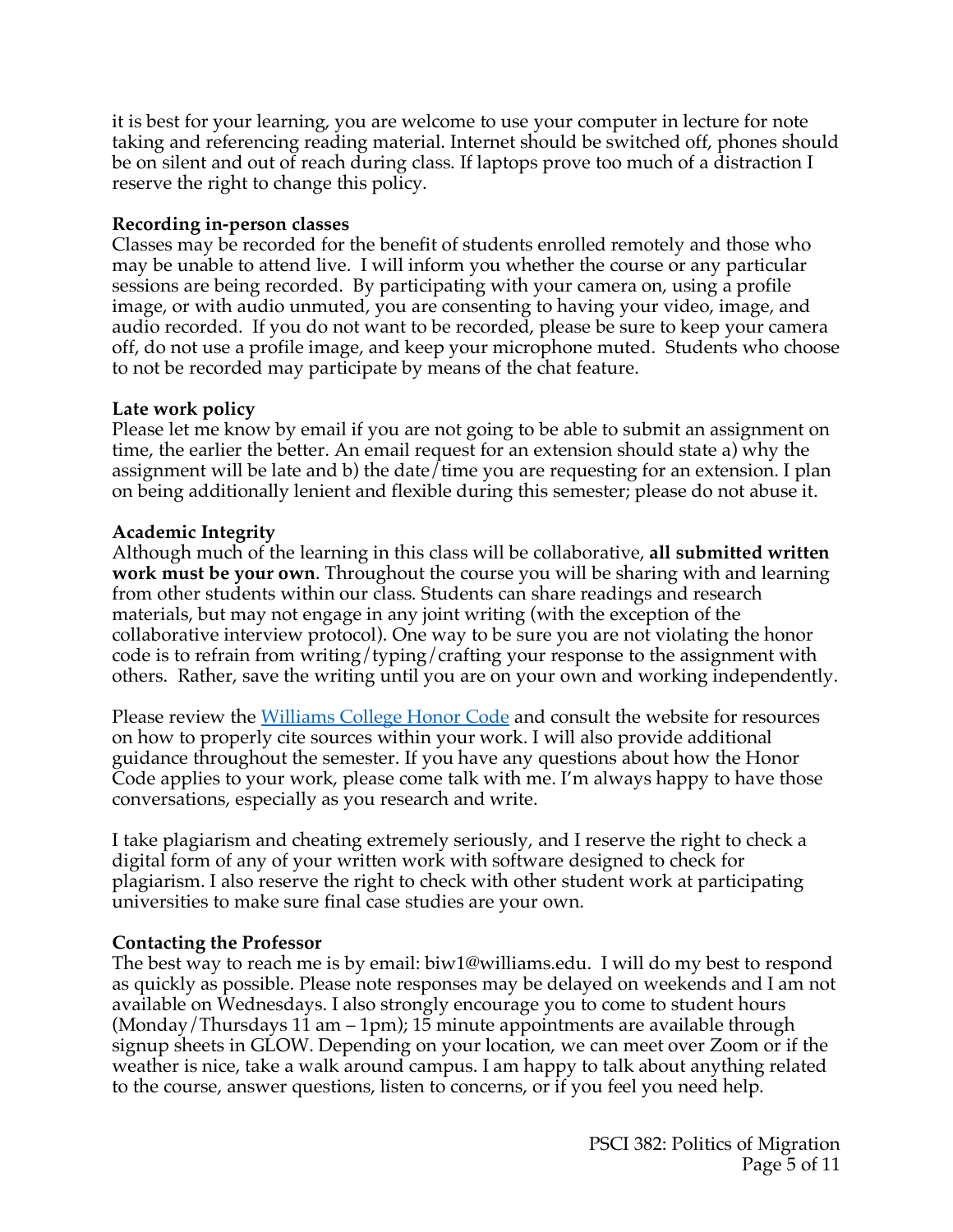it is best for your learning, you are welcome to use your computer in lecture for note taking and referencing reading material. Internet should be switched off, phones should be on silent and out of reach during class. If laptops prove too much of a distraction I reserve the right to change this policy.

**Recording in-person classes**

Classes may be recorded for the benefit of students enrolled remotely and those who may be unable to attend live. I will inform you whether the course or any particular sessions are being recorded. By participating with your camera on, using a profile image, or with audio unmuted, you are consenting to having your video, image, and audio recorded. If you do not want to be recorded, please be sure to keep your camera off, do not use a profile image, and keep your microphone muted. Students who choose to not be recorded may participate by means of the chat feature.

**Late work policy**

Please let me know by email if you are not going to be able to submit an assignment on time, the earlier the better. An email request for an extension should state a) why the assignment will be late and b) the date/time you are requesting for an extension. I plan on being additionally lenient and flexible during this semester; please do not abuse it.

**Academic Integrity**

Although much of the learning in this class will be collaborative, **all submitted written work must be your own**. Throughout the course you will be sharing with and learning from other students within our class. Students can share readings and research materials, but may not engage in any joint writing (with the exception of the collaborative interview protocol). One way to be sure you are not violating the honor code is to refrain from writing/typing/crafting your response to the assignment with others. Rather, save the writing until you are on your own and working independently.

Please review the Williams College Honor Code and consult the website for resources on how to properly cite sources within your work. I will also provide additional guidance throughout the semester. If you have any questions about how the Honor Code applies to your work, please come talk with me. I'm always happy to have those conversations, especially as you research and write.

I take plagiarism and cheating extremely seriously, and I reserve the right to check a digital form of any of your written work with software designed to check for plagiarism. I also reserve the right to check with other student work at participating universities to make sure final case studies are your own.

**Contacting the Professor**

The best way to reach me is by email: biw1@williams.edu. I will do my best to respond as quickly as possible. Please note responses may be delayed on weekends and I am not available on Wednesdays. I also strongly encourage you to come to student hours (Monday/Thursdays 11 am – 1pm); 15 minute appointments are available through signup sheets in GLOW. Depending on your location, we can meet over Zoom or if the weather is nice, take a walk around campus. I am happy to talk about anything related to the course, answer questions, listen to concerns, or if you feel you need help.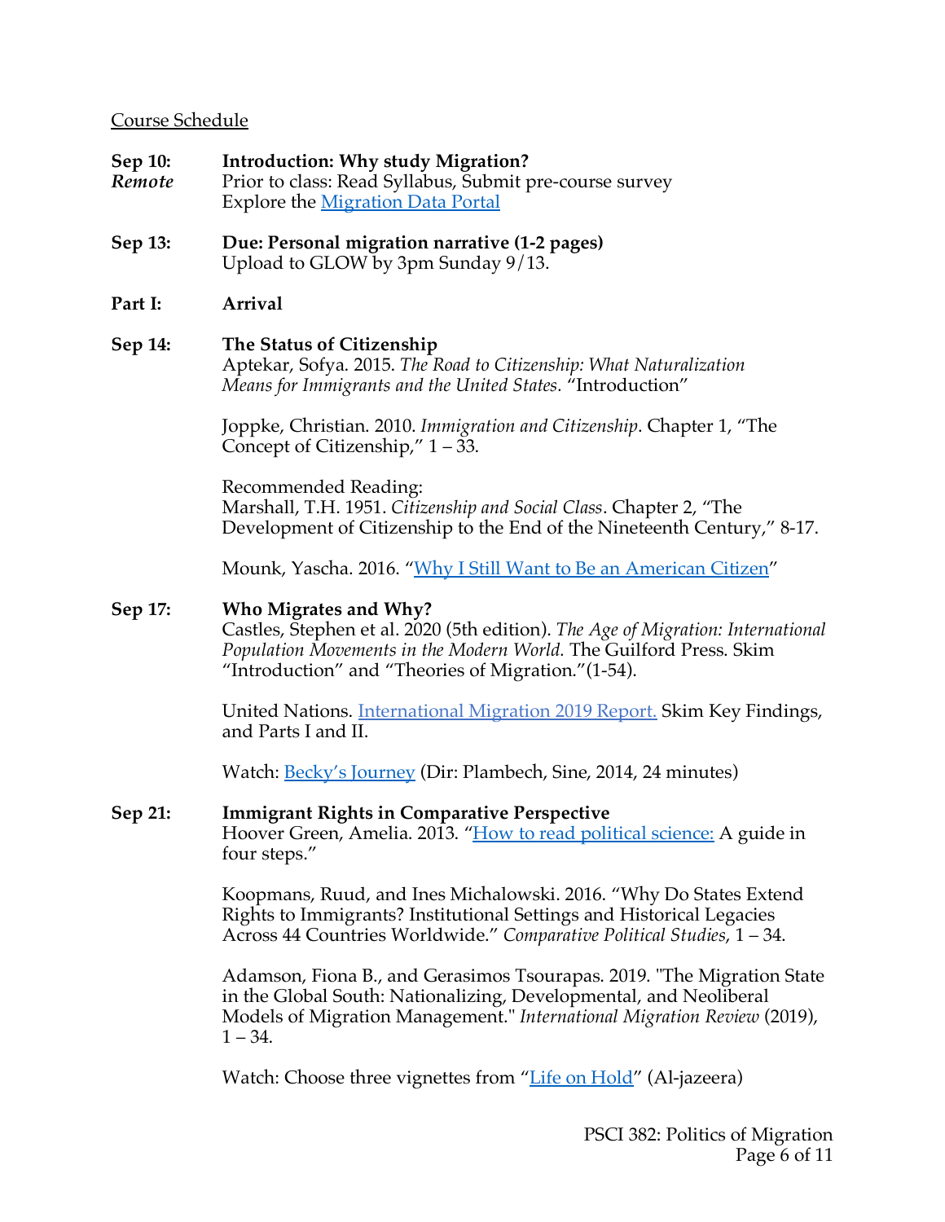Course Schedule

**Sep 10:** *Remote*
**Introduction: Why study Migration?**
Prior to class: Read Syllabus, Submit pre-course survey
Explore the Migration Data Portal

**Sep 13:** **Due: Personal migration narrative (1-2 pages)**
Upload to GLOW by 3pm Sunday 9/13.

**Part I:** **Arrival**

**Sep 14:** **The Status of Citizenship**

Aptekar, Sofya. 2015. *The Road to Citizenship: What Naturalization Means for Immigrants and the United States.* "Introduction"

Joppke, Christian. 2010. *Immigration and Citizenship*. Chapter 1, "The Concept of Citizenship," 1 – 33.

Recommended Reading:
Marshall, T.H. 1951. *Citizenship and Social Class*. Chapter 2, "The Development of Citizenship to the End of the Nineteenth Century," 8-17.

Mounk, Yascha. 2016. "Why I Still Want to Be an American Citizen"

**Sep 17:** **Who Migrates and Why?**

Castles, Stephen et al. 2020 (5th edition). *The Age of Migration: International Population Movements in the Modern World.* The Guilford Press. Skim "Introduction" and "Theories of Migration."(1-54).

United Nations. International Migration 2019 Report. Skim Key Findings, and Parts I and II.

Watch: Becky's Journey (Dir: Plambech, Sine, 2014, 24 minutes)

**Sep 21:** **Immigrant Rights in Comparative Perspective**

Hoover Green, Amelia. 2013. "How to read political science: A guide in four steps."

Koopmans, Ruud, and Ines Michalowski. 2016. "Why Do States Extend Rights to Immigrants? Institutional Settings and Historical Legacies Across 44 Countries Worldwide." *Comparative Political Studies*, 1 – 34.

Adamson, Fiona B., and Gerasimos Tsourapas. 2019. "The Migration State in the Global South: Nationalizing, Developmental, and Neoliberal Models of Migration Management." *International Migration Review* (2019), 1 – 34.

Watch: Choose three vignettes from "Life on Hold" (Al-jazeera)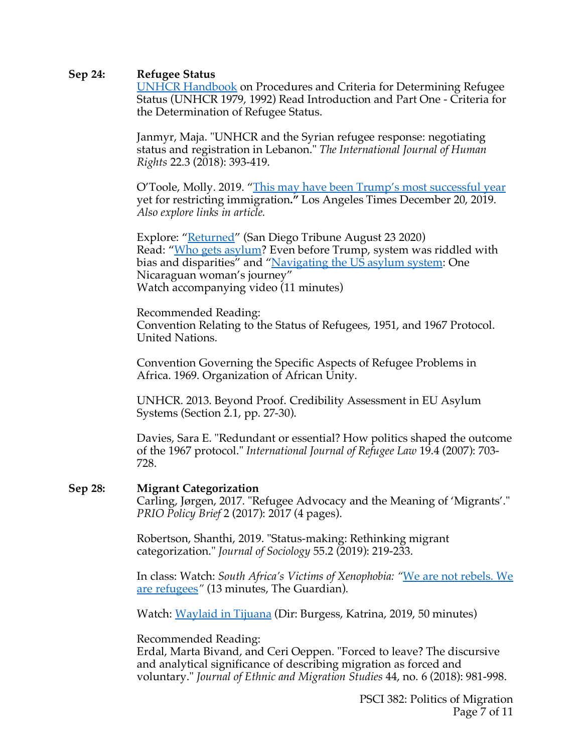**Sep 24: Refugee Status**

UNHCR Handbook on Procedures and Criteria for Determining Refugee Status (UNHCR 1979, 1992) Read Introduction and Part One - Criteria for the Determination of Refugee Status.

Janmyr, Maja. "UNHCR and the Syrian refugee response: negotiating status and registration in Lebanon." *The International Journal of Human Rights* 22.3 (2018): 393-419.

O'Toole, Molly. 2019. "This may have been Trump's most successful year yet for restricting immigration**."** Los Angeles Times December 20, 2019. *Also explore links in article.*

Explore: "Returned" (San Diego Tribune August 23 2020)
Read: "Who gets asylum? Even before Trump, system was riddled with bias and disparities" and "Navigating the US asylum system: One Nicaraguan woman's journey"
Watch accompanying video (11 minutes)

Recommended Reading:
Convention Relating to the Status of Refugees, 1951, and 1967 Protocol. United Nations.

Convention Governing the Specific Aspects of Refugee Problems in Africa. 1969. Organization of African Unity.

UNHCR. 2013. Beyond Proof. Credibility Assessment in EU Asylum Systems (Section 2.1, pp. 27-30).

Davies, Sara E. "Redundant or essential? How politics shaped the outcome of the 1967 protocol." *International Journal of Refugee Law* 19.4 (2007): 703-728.

**Sep 28: Migrant Categorization**

Carling, Jørgen, 2017. "Refugee Advocacy and the Meaning of 'Migrants'." *PRIO Policy Brief* 2 (2017): 2017 (4 pages).

Robertson, Shanthi, 2019. "Status-making: Rethinking migrant categorization." *Journal of Sociology* 55.2 (2019): 219-233.

In class: Watch: *South Africa's Victims of Xenophobia: "We are not rebels. We are refugees"* (13 minutes, The Guardian).

Watch: Waylaid in Tijuana (Dir: Burgess, Katrina, 2019, 50 minutes)

Recommended Reading:
Erdal, Marta Bivand, and Ceri Oeppen. "Forced to leave? The discursive and analytical significance of describing migration as forced and voluntary." *Journal of Ethnic and Migration Studies* 44, no. 6 (2018): 981-998.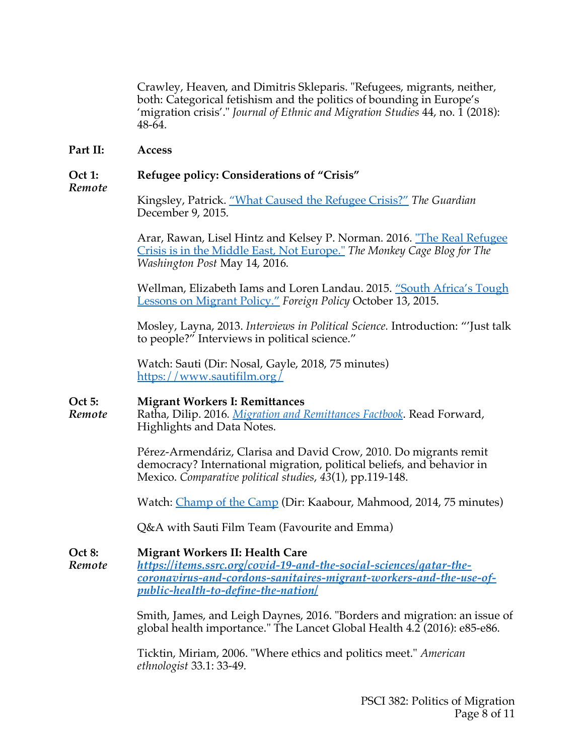Crawley, Heaven, and Dimitris Skleparis. "Refugees, migrants, neither, both: Categorical fetishism and the politics of bounding in Europe's 'migration crisis'." *Journal of Ethnic and Migration Studies* 44, no. 1 (2018): 48-64.

**Part II: Access**

**Oct 1:** *Remote* — **Refugee policy: Considerations of "Crisis"**

Kingsley, Patrick. "What Caused the Refugee Crisis?" *The Guardian* December 9, 2015.

Arar, Rawan, Lisel Hintz and Kelsey P. Norman. 2016. "The Real Refugee Crisis is in the Middle East, Not Europe." *The Monkey Cage Blog for The Washington Post* May 14, 2016.

Wellman, Elizabeth Iams and Loren Landau. 2015. "South Africa's Tough Lessons on Migrant Policy." *Foreign Policy* October 13, 2015.

Mosley, Layna, 2013. *Interviews in Political Science.* Introduction: "'Just talk to people?" Interviews in political science."

Watch: Sauti (Dir: Nosal, Gayle, 2018, 75 minutes) https://www.sautifilm.org/

**Oct 5:** *Remote* — **Migrant Workers I: Remittances**

Ratha, Dilip. 2016. *Migration and Remittances Factbook*. Read Forward, Highlights and Data Notes.

Pérez-Armendáriz, Clarisa and David Crow, 2010. Do migrants remit democracy? International migration, political beliefs, and behavior in Mexico. *Comparative political studies*, *43*(1), pp.119-148.

Watch: Champ of the Camp (Dir: Kaabour, Mahmood, 2014, 75 minutes)

Q&A with Sauti Film Team (Favourite and Emma)

**Oct 8:** *Remote* — **Migrant Workers II: Health Care**

***https://items.ssrc.org/covid-19-and-the-social-sciences/qatar-the-coronavirus-and-cordons-sanitaires-migrant-workers-and-the-use-of-public-health-to-define-the-nation/***

Smith, James, and Leigh Daynes, 2016. "Borders and migration: an issue of global health importance." The Lancet Global Health 4.2 (2016): e85-e86.

Ticktin, Miriam, 2006. "Where ethics and politics meet." *American ethnologist* 33.1: 33-49.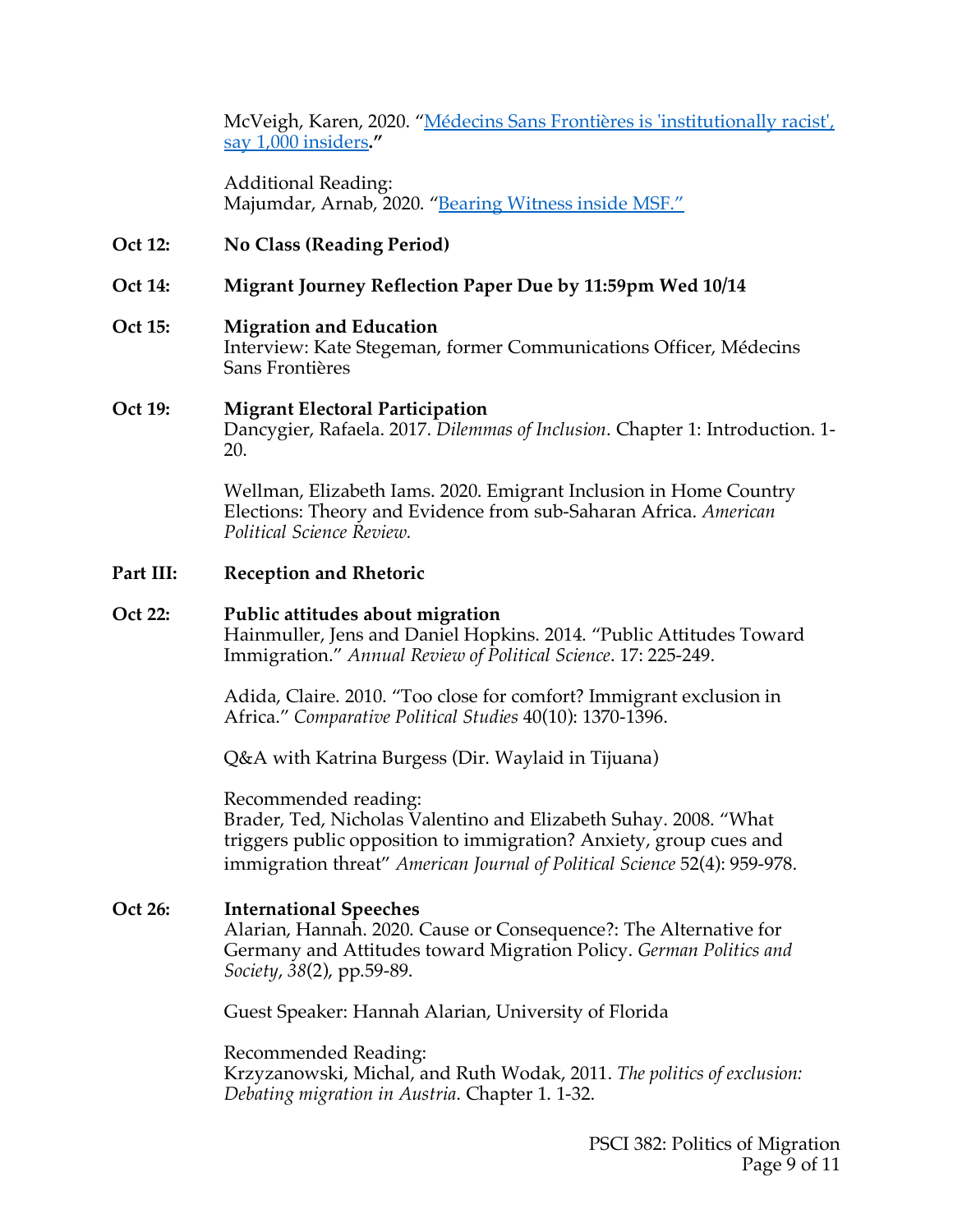McVeigh, Karen, 2020. "[Médecins Sans Frontières is 'institutionally racist', say 1,000 insiders](#)**."**

Additional Reading:
Majumdar, Arnab, 2020. "[Bearing Witness inside MSF."](#)

**Oct 12:** **No Class (Reading Period)**

**Oct 14:** **Migrant Journey Reflection Paper Due by 11:59pm Wed 10/14**

**Oct 15:** **Migration and Education**
Interview: Kate Stegeman, former Communications Officer, Médecins Sans Frontières

**Oct 19:** **Migrant Electoral Participation**
Dancygier, Rafaela. 2017. *Dilemmas of Inclusion*. Chapter 1: Introduction. 1-20.

Wellman, Elizabeth Iams. 2020. Emigrant Inclusion in Home Country Elections: Theory and Evidence from sub-Saharan Africa. *American Political Science Review.*

**Part III:** **Reception and Rhetoric**

**Oct 22:** **Public attitudes about migration**
Hainmuller, Jens and Daniel Hopkins. 2014. "Public Attitudes Toward Immigration." *Annual Review of Political Science*. 17: 225-249.

Adida, Claire. 2010. "Too close for comfort? Immigrant exclusion in Africa." *Comparative Political Studies* 40(10): 1370-1396.

Q&A with Katrina Burgess (Dir. Waylaid in Tijuana)

Recommended reading:
Brader, Ted, Nicholas Valentino and Elizabeth Suhay. 2008. "What triggers public opposition to immigration? Anxiety, group cues and immigration threat" *American Journal of Political Science* 52(4): 959-978.

**Oct 26:** **International Speeches**
Alarian, Hannah. 2020. Cause or Consequence?: The Alternative for Germany and Attitudes toward Migration Policy. *German Politics and Society*, *38*(2), pp.59-89.

Guest Speaker: Hannah Alarian, University of Florida

Recommended Reading:
Krzyzanowski, Michal, and Ruth Wodak, 2011. *The politics of exclusion: Debating migration in Austria*. Chapter 1. 1-32.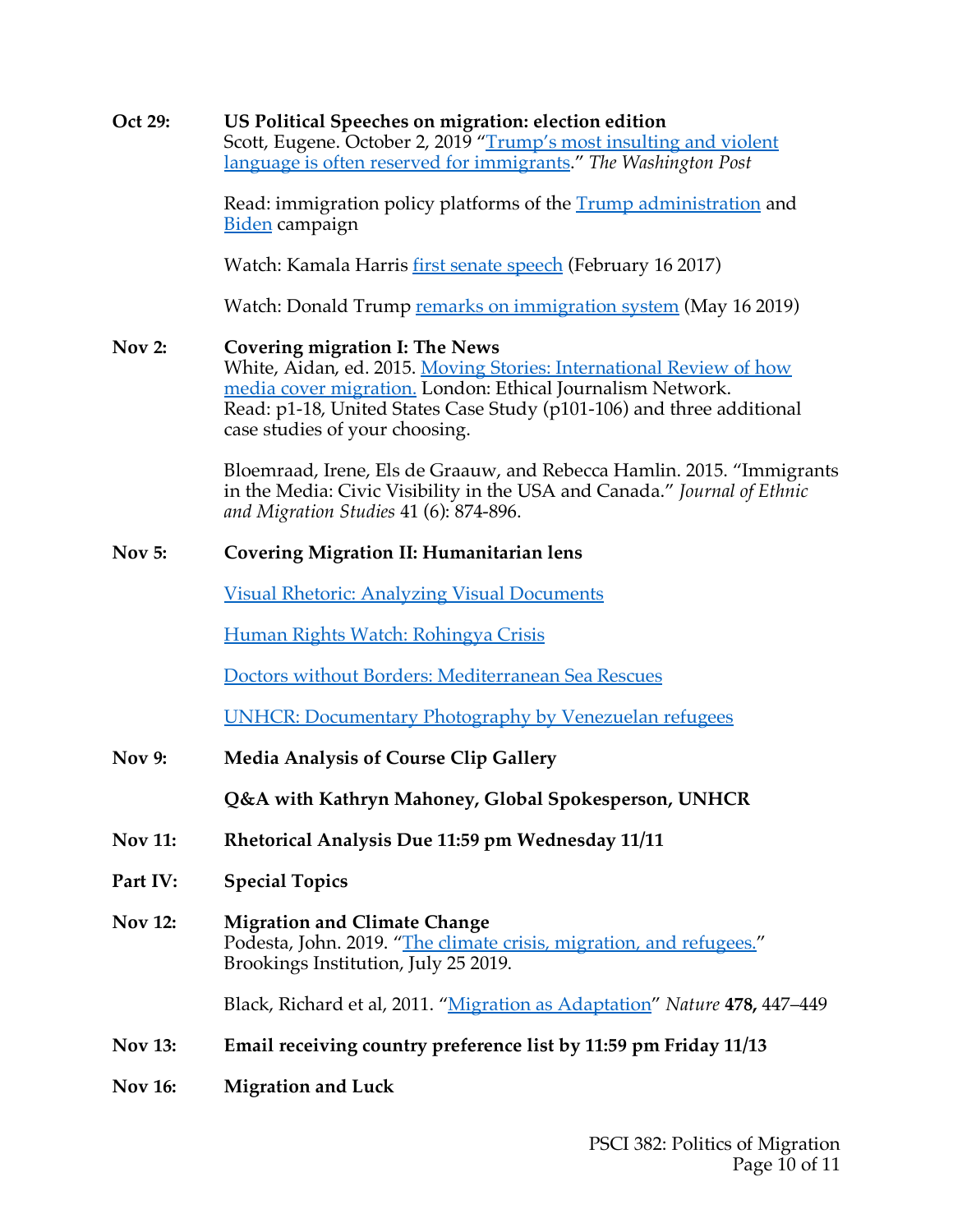**Oct 29:** **US Political Speeches on migration: election edition**
Scott, Eugene. October 2, 2019 "Trump's most insulting and violent language is often reserved for immigrants." *The Washington Post*

Read: immigration policy platforms of the Trump administration and Biden campaign

Watch: Kamala Harris first senate speech (February 16 2017)

Watch: Donald Trump remarks on immigration system (May 16 2019)

**Nov 2:** **Covering migration I: The News**
White, Aidan, ed. 2015. Moving Stories: International Review of how media cover migration. London: Ethical Journalism Network.
Read: p1-18, United States Case Study (p101-106) and three additional case studies of your choosing.

Bloemraad, Irene, Els de Graauw, and Rebecca Hamlin. 2015. "Immigrants in the Media: Civic Visibility in the USA and Canada." *Journal of Ethnic and Migration Studies* 41 (6): 874-896.

**Nov 5:** **Covering Migration II: Humanitarian lens**

Visual Rhetoric: Analyzing Visual Documents

Human Rights Watch: Rohingya Crisis

Doctors without Borders: Mediterranean Sea Rescues

UNHCR: Documentary Photography by Venezuelan refugees

**Nov 9:** **Media Analysis of Course Clip Gallery**

**Q&A with Kathryn Mahoney, Global Spokesperson, UNHCR**

**Nov 11:** **Rhetorical Analysis Due 11:59 pm Wednesday 11/11**

**Part IV:** **Special Topics**

**Nov 12:** **Migration and Climate Change**
Podesta, John. 2019. "The climate crisis, migration, and refugees." Brookings Institution, July 25 2019.

Black, Richard et al, 2011. "Migration as Adaptation" *Nature* **478,** 447–449

**Nov 13:** **Email receiving country preference list by 11:59 pm Friday 11/13**

**Nov 16:** **Migration and Luck**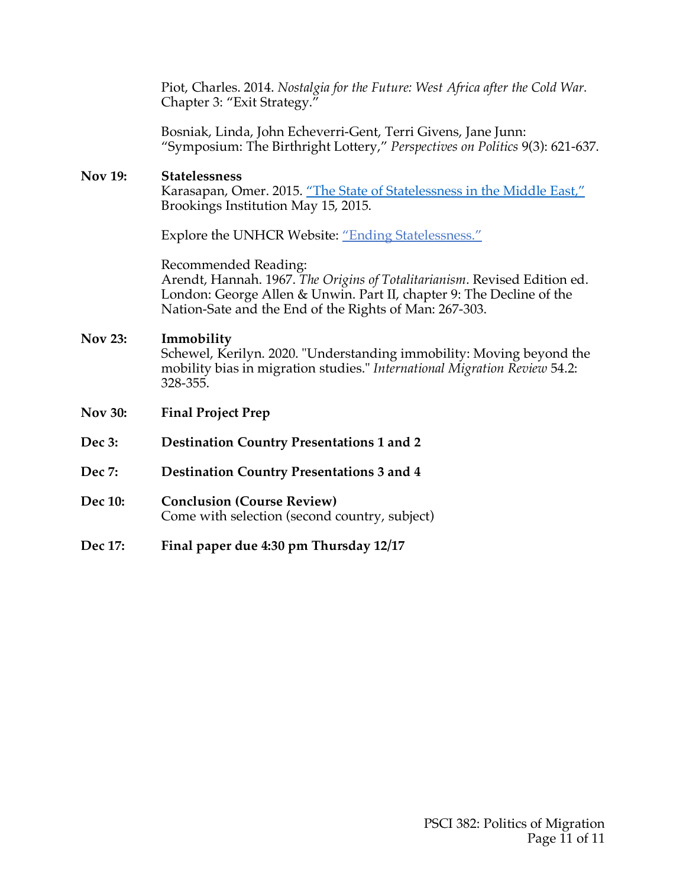Piot, Charles. 2014. *Nostalgia for the Future: West Africa after the Cold War.* Chapter 3: "Exit Strategy."

Bosniak, Linda, John Echeverri-Gent, Terri Givens, Jane Junn: "Symposium: The Birthright Lottery," *Perspectives on Politics* 9(3): 621-637.

**Nov 19:** **Statelessness**
Karasapan, Omer. 2015. "The State of Statelessness in the Middle East," Brookings Institution May 15, 2015.

Explore the UNHCR Website: "Ending Statelessness."

Recommended Reading:
Arendt, Hannah. 1967. *The Origins of Totalitarianism*. Revised Edition ed. London: George Allen & Unwin. Part II, chapter 9: The Decline of the Nation-Sate and the End of the Rights of Man: 267-303.

**Nov 23:** **Immobility**
Schewel, Kerilyn. 2020. "Understanding immobility: Moving beyond the mobility bias in migration studies." *International Migration Review* 54.2: 328-355.

**Nov 30:** **Final Project Prep**

**Dec 3:** **Destination Country Presentations 1 and 2**

**Dec 7:** **Destination Country Presentations 3 and 4**

**Dec 10:** **Conclusion (Course Review)**
Come with selection (second country, subject)

**Dec 17:** **Final paper due 4:30 pm Thursday 12/17**